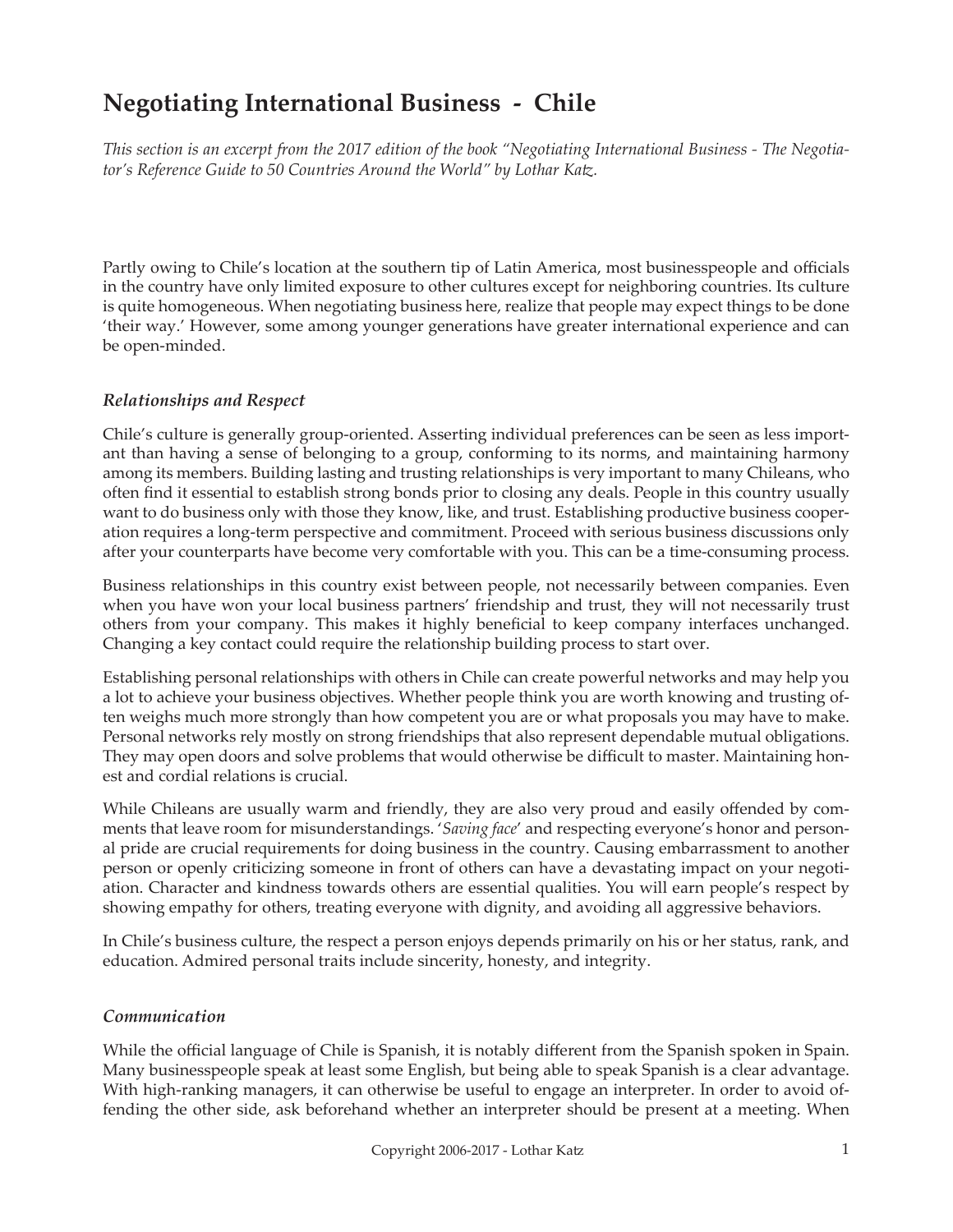# Negotiating International Business - Chile

*This section is an excerpt from the 2017 edition of the book "Negotiating International Business - The Negotiator's Reference Guide to 50 Countries Around the World" by Lothar Katz.*

Partly owing to Chile's location at the southern tip of Latin America, most businesspeople and officials in the country have only limited exposure to other cultures except for neighboring countries. Its culture is quite homogeneous. When negotiating business here, realize that people may expect things to be done 'their way.' However, some among younger generations have greater international experience and can be open-minded.

### *Relationships and Respect*

Chile's culture is generally group-oriented. Asserting individual preferences can be seen as less important than having a sense of belonging to a group, conforming to its norms, and maintaining harmony among its members. Building lasting and trusting relationships is very important to many Chileans, who often find it essential to establish strong bonds prior to closing any deals. People in this country usually want to do business only with those they know, like, and trust. Establishing productive business cooperation requires a long-term perspective and commitment. Proceed with serious business discussions only after your counterparts have become very comfortable with you. This can be a time-consuming process.

Business relationships in this country exist between people, not necessarily between companies. Even when you have won your local business partners' friendship and trust, they will not necessarily trust others from your company. This makes it highly beneficial to keep company interfaces unchanged. Changing a key contact could require the relationship building process to start over.

Establishing personal relationships with others in Chile can create powerful networks and may help you a lot to achieve your business objectives. Whether people think you are worth knowing and trusting often weighs much more strongly than how competent you are or what proposals you may have to make. Personal networks rely mostly on strong friendships that also represent dependable mutual obligations. They may open doors and solve problems that would otherwise be difficult to master. Maintaining honest and cordial relations is crucial.

While Chileans are usually warm and friendly, they are also very proud and easily offended by comments that leave room for misunderstandings. '*Saving face*' and respecting everyone's honor and personal pride are crucial requirements for doing business in the country. Causing embarrassment to another person or openly criticizing someone in front of others can have a devastating impact on your negotiation. Character and kindness towards others are essential qualities. You will earn people's respect by showing empathy for others, treating everyone with dignity, and avoiding all aggressive behaviors.

In Chile's business culture, the respect a person enjoys depends primarily on his or her status, rank, and education. Admired personal traits include sincerity, honesty, and integrity.

### *Communication*

While the official language of Chile is Spanish, it is notably different from the Spanish spoken in Spain. Many businesspeople speak at least some English, but being able to speak Spanish is a clear advantage. With high-ranking managers, it can otherwise be useful to engage an interpreter. In order to avoid offending the other side, ask beforehand whether an interpreter should be present at a meeting. When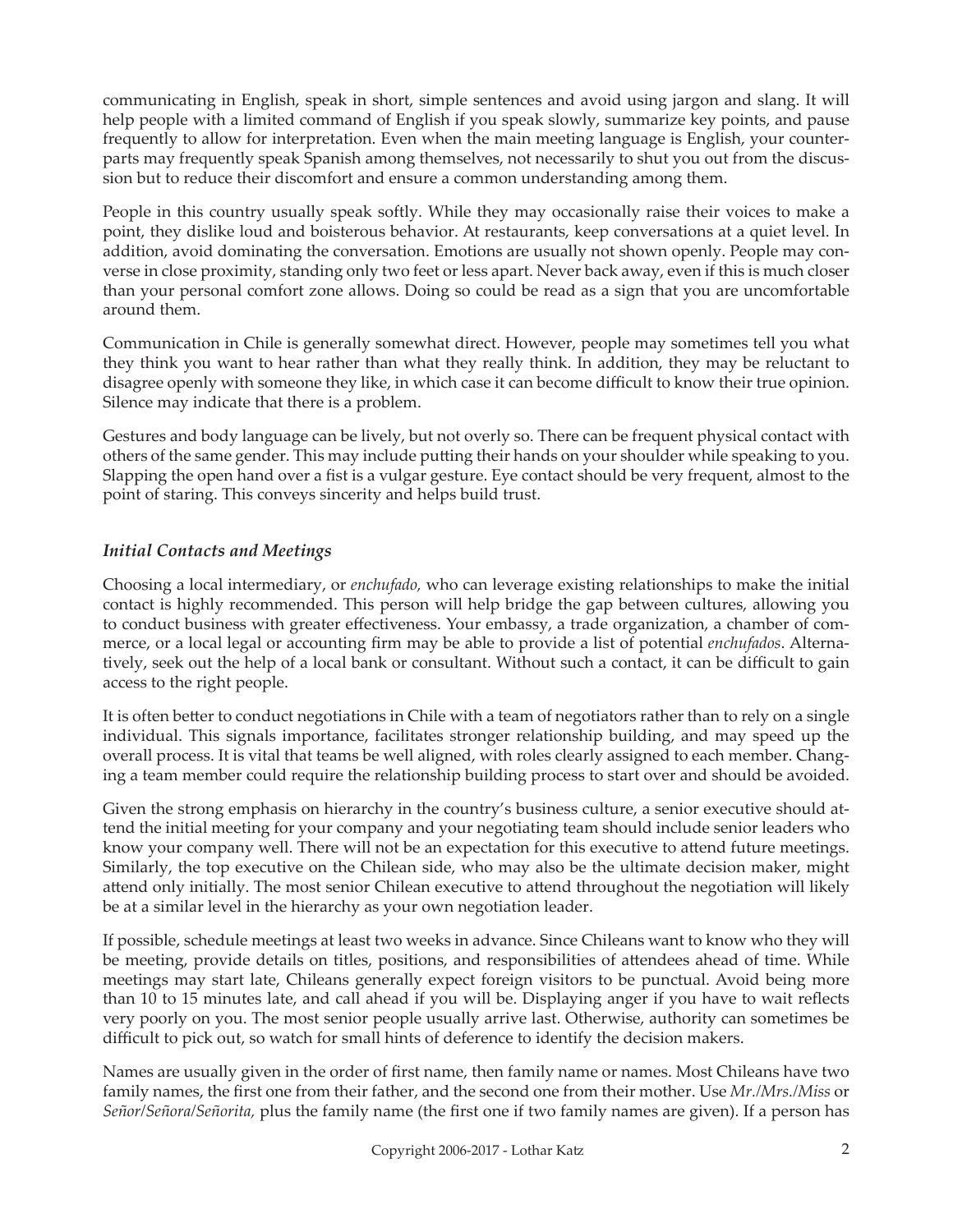communicating in English, speak in short, simple sentences and avoid using jargon and slang. It will help people with a limited command of English if you speak slowly, summarize key points, and pause frequently to allow for interpretation. Even when the main meeting language is English, your counterparts may frequently speak Spanish among themselves, not necessarily to shut you out from the discussion but to reduce their discomfort and ensure a common understanding among them.

People in this country usually speak softly. While they may occasionally raise their voices to make a point, they dislike loud and boisterous behavior. At restaurants, keep conversations at a quiet level. In addition, avoid dominating the conversation. Emotions are usually not shown openly. People may converse in close proximity, standing only two feet or less apart. Never back away, even if this is much closer than your personal comfort zone allows. Doing so could be read as a sign that you are uncomfortable around them.

Communication in Chile is generally somewhat direct. However, people may sometimes tell you what they think you want to hear rather than what they really think. In addition, they may be reluctant to disagree openly with someone they like, in which case it can become difficult to know their true opinion. Silence may indicate that there is a problem.

Gestures and body language can be lively, but not overly so. There can be frequent physical contact with others of the same gender. This may include putting their hands on your shoulder while speaking to you. Slapping the open hand over a fist is a vulgar gesture. Eye contact should be very frequent, almost to the point of staring. This conveys sincerity and helps build trust.

### *Initial Contacts and Meetings*

Choosing a local intermediary, or *enchufado,* who can leverage existing relationships to make the initial contact is highly recommended. This person will help bridge the gap between cultures, allowing you to conduct business with greater effectiveness. Your embassy, a trade organization, a chamber of commerce, or a local legal or accounting firm may be able to provide a list of potential *enchufados*. Alternatively, seek out the help of a local bank or consultant. Without such a contact, it can be difficult to gain access to the right people.

It is often better to conduct negotiations in Chile with a team of negotiators rather than to rely on a single individual. This signals importance, facilitates stronger relationship building, and may speed up the overall process. It is vital that teams be well aligned, with roles clearly assigned to each member. Changing a team member could require the relationship building process to start over and should be avoided.

Given the strong emphasis on hierarchy in the country's business culture, a senior executive should attend the initial meeting for your company and your negotiating team should include senior leaders who know your company well. There will not be an expectation for this executive to attend future meetings. Similarly, the top executive on the Chilean side, who may also be the ultimate decision maker, might attend only initially. The most senior Chilean executive to attend throughout the negotiation will likely be at a similar level in the hierarchy as your own negotiation leader.

If possible, schedule meetings at least two weeks in advance. Since Chileans want to know who they will be meeting, provide details on titles, positions, and responsibilities of attendees ahead of time. While meetings may start late, Chileans generally expect foreign visitors to be punctual. Avoid being more than 10 to 15 minutes late, and call ahead if you will be. Displaying anger if you have to wait reflects very poorly on you. The most senior people usually arrive last. Otherwise, authority can sometimes be difficult to pick out, so watch for small hints of deference to identify the decision makers.

Names are usually given in the order of first name, then family name or names. Most Chileans have two family names, the first one from their father, and the second one from their mother. Use *Mr./Mrs./Miss* or *Señor/Señora/Señorita,* plus the family name (the first one if two family names are given). If a person has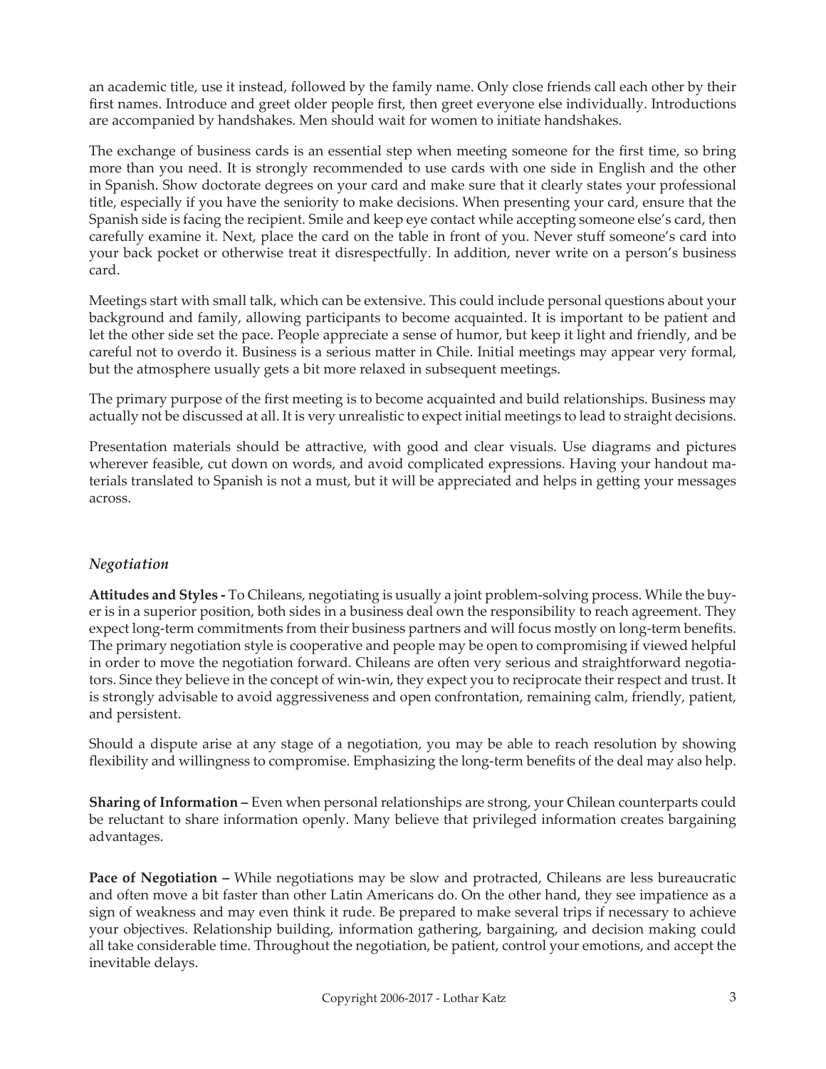an academic title, use it instead, followed by the family name. Only close friends call each other by their first names. Introduce and greet older people first, then greet everyone else individually. Introductions are accompanied by handshakes. Men should wait for women to initiate handshakes.

The exchange of business cards is an essential step when meeting someone for the first time, so bring more than you need. It is strongly recommended to use cards with one side in English and the other in Spanish. Show doctorate degrees on your card and make sure that it clearly states your professional title, especially if you have the seniority to make decisions. When presenting your card, ensure that the Spanish side is facing the recipient. Smile and keep eye contact while accepting someone else's card, then carefully examine it. Next, place the card on the table in front of you. Never stuff someone's card into your back pocket or otherwise treat it disrespectfully. In addition, never write on a person's business card.

Meetings start with small talk, which can be extensive. This could include personal questions about your background and family, allowing participants to become acquainted. It is important to be patient and let the other side set the pace. People appreciate a sense of humor, but keep it light and friendly, and be careful not to overdo it. Business is a serious matter in Chile. Initial meetings may appear very formal, but the atmosphere usually gets a bit more relaxed in subsequent meetings.

The primary purpose of the first meeting is to become acquainted and build relationships. Business may actually not be discussed at all. It is very unrealistic to expect initial meetings to lead to straight decisions.

Presentation materials should be attractive, with good and clear visuals. Use diagrams and pictures wherever feasible, cut down on words, and avoid complicated expressions. Having your handout materials translated to Spanish is not a must, but it will be appreciated and helps in getting your messages across.

### *Negotiation*

**Attitudes and Styles -** To Chileans, negotiating is usually a joint problem-solving process. While the buyer is in a superior position, both sides in a business deal own the responsibility to reach agreement. They expect long-term commitments from their business partners and will focus mostly on long-term benefits. The primary negotiation style is cooperative and people may be open to compromising if viewed helpful in order to move the negotiation forward. Chileans are often very serious and straightforward negotiators. Since they believe in the concept of win-win, they expect you to reciprocate their respect and trust. It is strongly advisable to avoid aggressiveness and open confrontation, remaining calm, friendly, patient, and persistent.

Should a dispute arise at any stage of a negotiation, you may be able to reach resolution by showing flexibility and willingness to compromise. Emphasizing the long-term benefits of the deal may also help.

**Sharing of Information –** Even when personal relationships are strong, your Chilean counterparts could be reluctant to share information openly. Many believe that privileged information creates bargaining advantages.

**Pace of Negotiation –** While negotiations may be slow and protracted, Chileans are less bureaucratic and often move a bit faster than other Latin Americans do. On the other hand, they see impatience as a sign of weakness and may even think it rude. Be prepared to make several trips if necessary to achieve your objectives. Relationship building, information gathering, bargaining, and decision making could all take considerable time. Throughout the negotiation, be patient, control your emotions, and accept the inevitable delays.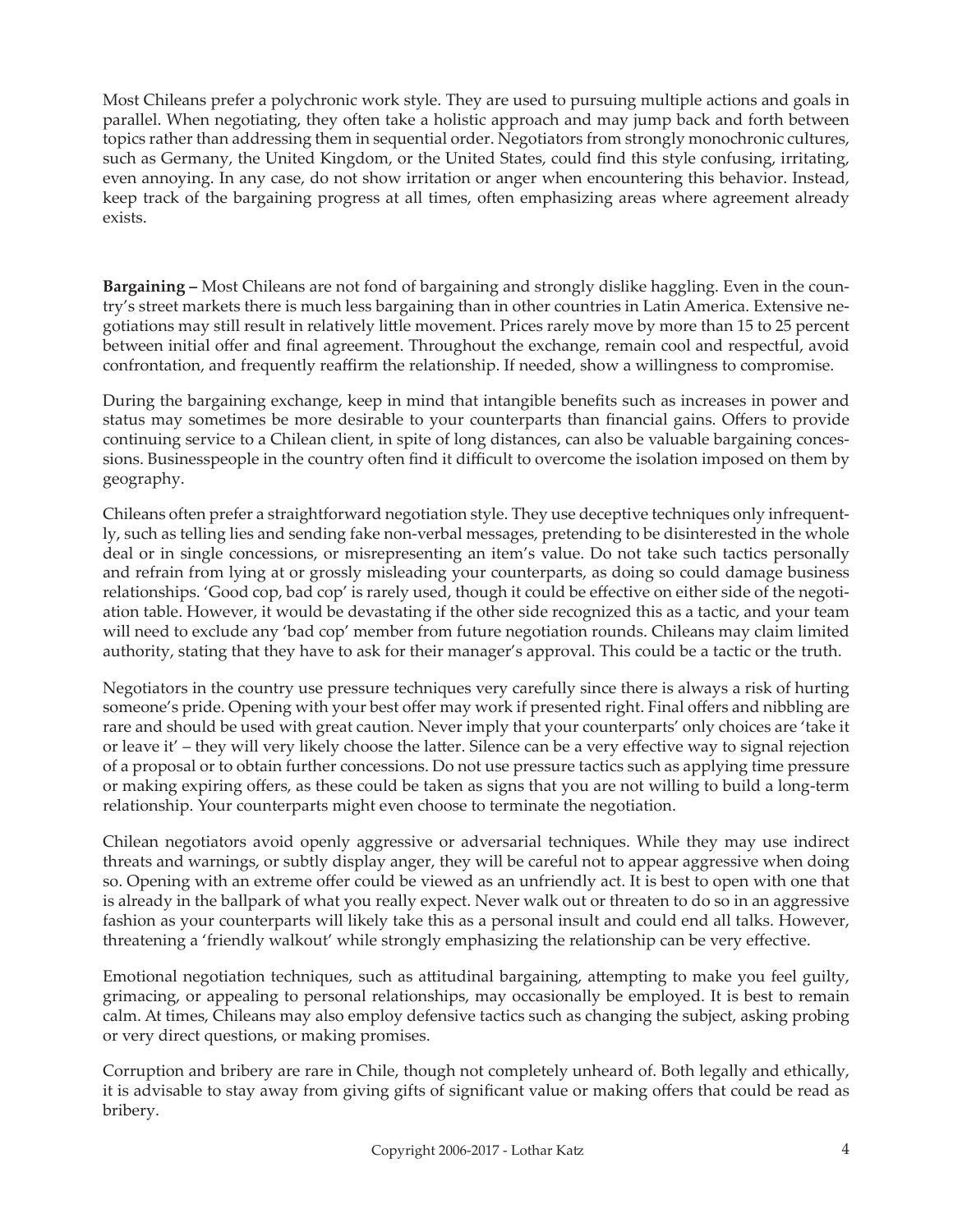Most Chileans prefer a polychronic work style. They are used to pursuing multiple actions and goals in parallel. When negotiating, they often take a holistic approach and may jump back and forth between topics rather than addressing them in sequential order. Negotiators from strongly monochronic cultures, such as Germany, the United Kingdom, or the United States, could find this style confusing, irritating, even annoying. In any case, do not show irritation or anger when encountering this behavior. Instead, keep track of the bargaining progress at all times, often emphasizing areas where agreement already exists.

**Bargaining –** Most Chileans are not fond of bargaining and strongly dislike haggling. Even in the country's street markets there is much less bargaining than in other countries in Latin America. Extensive negotiations may still result in relatively little movement. Prices rarely move by more than 15 to 25 percent between initial offer and final agreement. Throughout the exchange, remain cool and respectful, avoid confrontation, and frequently reaffirm the relationship. If needed, show a willingness to compromise.

During the bargaining exchange, keep in mind that intangible benefits such as increases in power and status may sometimes be more desirable to your counterparts than financial gains. Offers to provide continuing service to a Chilean client, in spite of long distances, can also be valuable bargaining concessions. Businesspeople in the country often find it difficult to overcome the isolation imposed on them by geography.

Chileans often prefer a straightforward negotiation style. They use deceptive techniques only infrequently, such as telling lies and sending fake non-verbal messages, pretending to be disinterested in the whole deal or in single concessions, or misrepresenting an item's value. Do not take such tactics personally and refrain from lying at or grossly misleading your counterparts, as doing so could damage business relationships. 'Good cop, bad cop' is rarely used, though it could be effective on either side of the negotiation table. However, it would be devastating if the other side recognized this as a tactic, and your team will need to exclude any 'bad cop' member from future negotiation rounds. Chileans may claim limited authority, stating that they have to ask for their manager's approval. This could be a tactic or the truth.

Negotiators in the country use pressure techniques very carefully since there is always a risk of hurting someone's pride. Opening with your best offer may work if presented right. Final offers and nibbling are rare and should be used with great caution. Never imply that your counterparts' only choices are 'take it or leave it' – they will very likely choose the latter. Silence can be a very effective way to signal rejection of a proposal or to obtain further concessions. Do not use pressure tactics such as applying time pressure or making expiring offers, as these could be taken as signs that you are not willing to build a long-term relationship. Your counterparts might even choose to terminate the negotiation.

Chilean negotiators avoid openly aggressive or adversarial techniques. While they may use indirect threats and warnings, or subtly display anger, they will be careful not to appear aggressive when doing so. Opening with an extreme offer could be viewed as an unfriendly act. It is best to open with one that is already in the ballpark of what you really expect. Never walk out or threaten to do so in an aggressive fashion as your counterparts will likely take this as a personal insult and could end all talks. However, threatening a 'friendly walkout' while strongly emphasizing the relationship can be very effective.

Emotional negotiation techniques, such as attitudinal bargaining, attempting to make you feel guilty, grimacing, or appealing to personal relationships, may occasionally be employed. It is best to remain calm. At times, Chileans may also employ defensive tactics such as changing the subject, asking probing or very direct questions, or making promises.

Corruption and bribery are rare in Chile, though not completely unheard of. Both legally and ethically, it is advisable to stay away from giving gifts of significant value or making offers that could be read as bribery.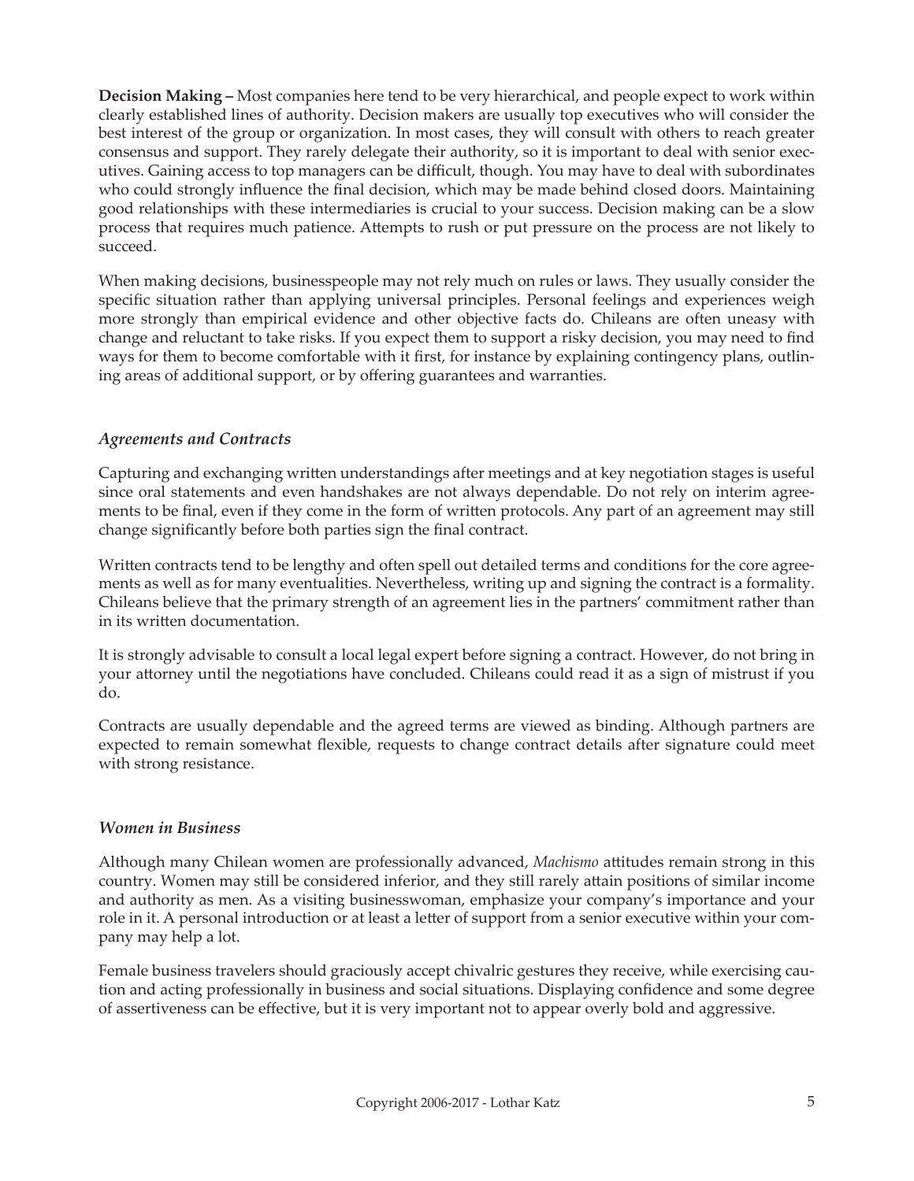**Decision Making –** Most companies here tend to be very hierarchical, and people expect to work within clearly established lines of authority. Decision makers are usually top executives who will consider the best interest of the group or organization. In most cases, they will consult with others to reach greater consensus and support. They rarely delegate their authority, so it is important to deal with senior executives. Gaining access to top managers can be difficult, though. You may have to deal with subordinates who could strongly influence the final decision, which may be made behind closed doors. Maintaining good relationships with these intermediaries is crucial to your success. Decision making can be a slow process that requires much patience. Attempts to rush or put pressure on the process are not likely to succeed.

When making decisions, businesspeople may not rely much on rules or laws. They usually consider the specific situation rather than applying universal principles. Personal feelings and experiences weigh more strongly than empirical evidence and other objective facts do. Chileans are often uneasy with change and reluctant to take risks. If you expect them to support a risky decision, you may need to find ways for them to become comfortable with it first, for instance by explaining contingency plans, outlining areas of additional support, or by offering guarantees and warranties.

### *Agreements and Contracts*

Capturing and exchanging written understandings after meetings and at key negotiation stages is useful since oral statements and even handshakes are not always dependable. Do not rely on interim agreements to be final, even if they come in the form of written protocols. Any part of an agreement may still change significantly before both parties sign the final contract.

Written contracts tend to be lengthy and often spell out detailed terms and conditions for the core agreements as well as for many eventualities. Nevertheless, writing up and signing the contract is a formality. Chileans believe that the primary strength of an agreement lies in the partners' commitment rather than in its written documentation.

It is strongly advisable to consult a local legal expert before signing a contract. However, do not bring in your attorney until the negotiations have concluded. Chileans could read it as a sign of mistrust if you do.

Contracts are usually dependable and the agreed terms are viewed as binding. Although partners are expected to remain somewhat flexible, requests to change contract details after signature could meet with strong resistance.

### *Women in Business*

Although many Chilean women are professionally advanced, *Machismo* attitudes remain strong in this country. Women may still be considered inferior, and they still rarely attain positions of similar income and authority as men. As a visiting businesswoman, emphasize your company's importance and your role in it. A personal introduction or at least a letter of support from a senior executive within your company may help a lot.

Female business travelers should graciously accept chivalric gestures they receive, while exercising caution and acting professionally in business and social situations. Displaying confidence and some degree of assertiveness can be effective, but it is very important not to appear overly bold and aggressive.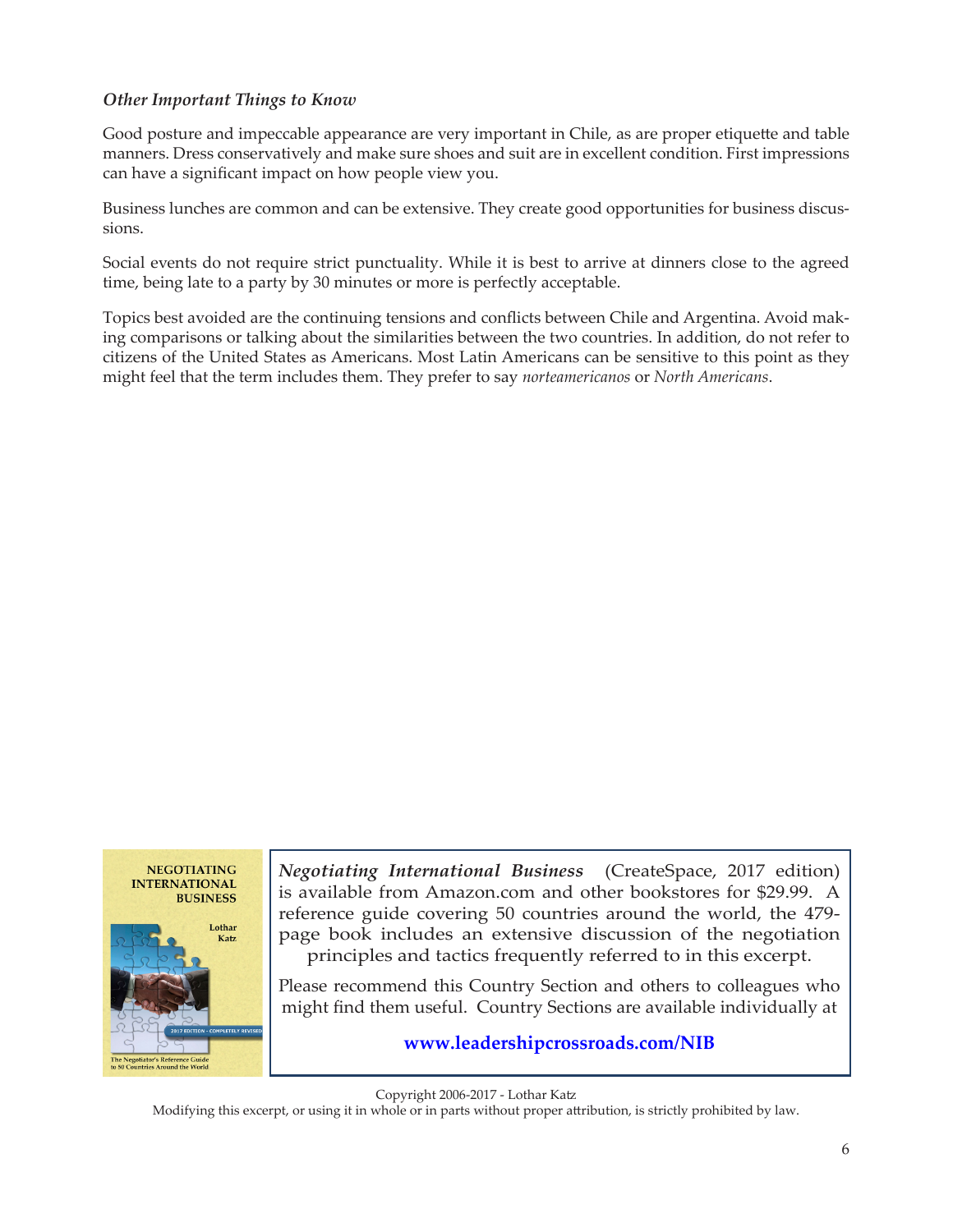### *Other Important Things to Know*

Good posture and impeccable appearance are very important in Chile, as are proper etiquette and table manners. Dress conservatively and make sure shoes and suit are in excellent condition. First impressions can have a significant impact on how people view you.

Business lunches are common and can be extensive. They create good opportunities for business discussions.

Social events do not require strict punctuality. While it is best to arrive at dinners close to the agreed time, being late to a party by 30 minutes or more is perfectly acceptable.

Topics best avoided are the continuing tensions and conflicts between Chile and Argentina. Avoid making comparisons or talking about the similarities between the two countries. In addition, do not refer to citizens of the United States as Americans. Most Latin Americans can be sensitive to this point as they might feel that the term includes them. They prefer to say *norteamericanos* or *North Americans*.

NEGOTIATING INTERNATIONAL BUSINESS

Lothar Katz

2017 EDITION - COMPLETELY REVISED

The Negotiator's Reference Guide to 50 Countries Around the World

***Negotiating International Business*** (CreateSpace, 2017 edition) is available from Amazon.com and other bookstores for $29.99. A reference guide covering 50 countries around the world, the 479-page book includes an extensive discussion of the negotiation principles and tactics frequently referred to in this excerpt.

Please recommend this Country Section and others to colleagues who might find them useful. Country Sections are available individually at

**www.leadershipcrossroads.com/NIB**

Copyright 2006-2017 - Lothar Katz
Modifying this excerpt, or using it in whole or in parts without proper attribution, is strictly prohibited by law.